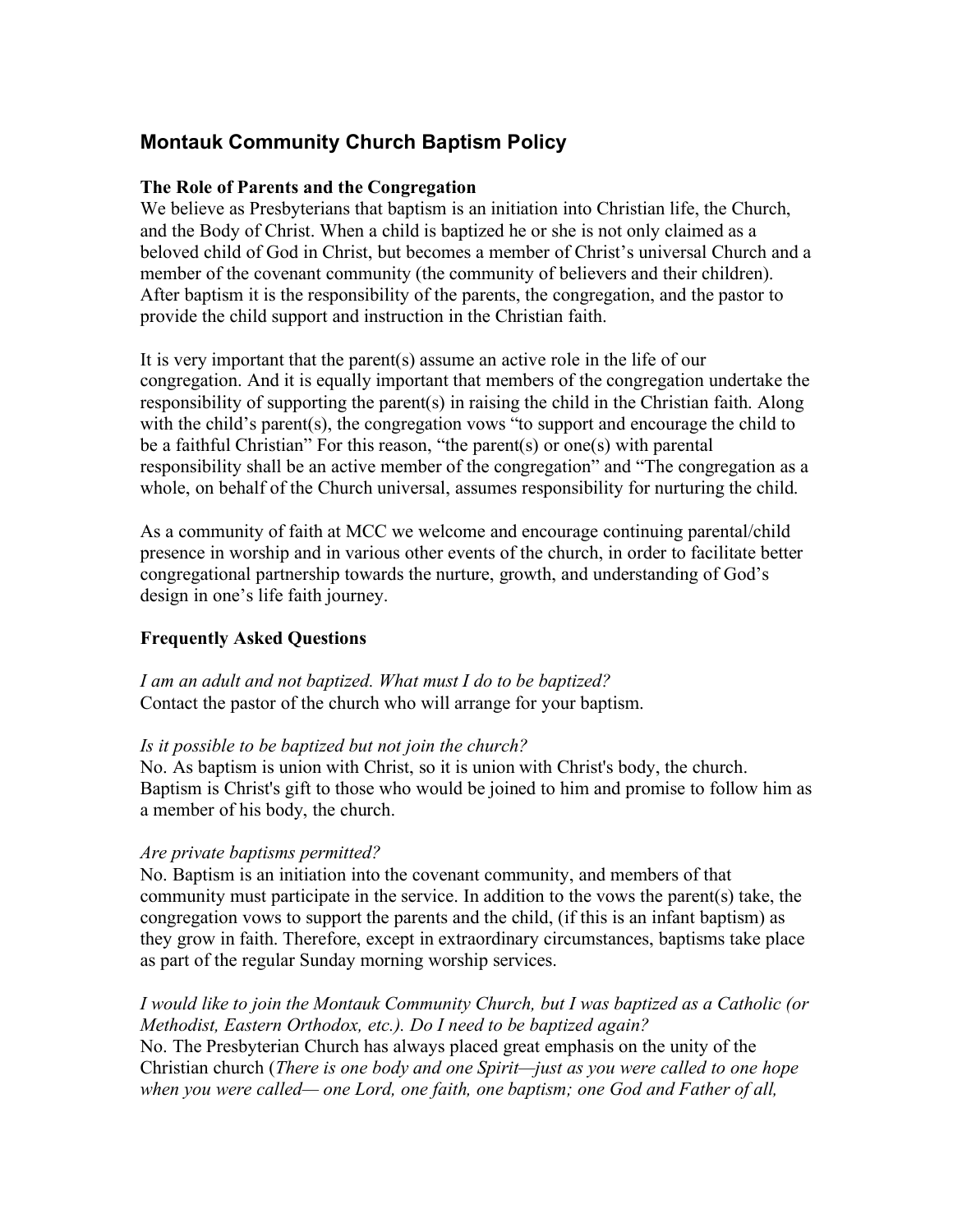# Montauk Community Church Baptism Policy

**The Role of Parents and the Congregation**

We believe as Presbyterians that baptism is an initiation into Christian life, the Church, and the Body of Christ. When a child is baptized he or she is not only claimed as a beloved child of God in Christ, but becomes a member of Christ's universal Church and a member of the covenant community (the community of believers and their children). After baptism it is the responsibility of the parents, the congregation, and the pastor to provide the child support and instruction in the Christian faith.

It is very important that the parent(s) assume an active role in the life of our congregation. And it is equally important that members of the congregation undertake the responsibility of supporting the parent(s) in raising the child in the Christian faith. Along with the child's parent(s), the congregation vows "to support and encourage the child to be a faithful Christian" For this reason, "the parent(s) or one(s) with parental responsibility shall be an active member of the congregation" and "The congregation as a whole, on behalf of the Church universal, assumes responsibility for nurturing the child.

As a community of faith at MCC we welcome and encourage continuing parental/child presence in worship and in various other events of the church, in order to facilitate better congregational partnership towards the nurture, growth, and understanding of God's design in one's life faith journey.

**Frequently Asked Questions**

*I am an adult and not baptized. What must I do to be baptized?*
Contact the pastor of the church who will arrange for your baptism.

*Is it possible to be baptized but not join the church?*
No. As baptism is union with Christ, so it is union with Christ's body, the church. Baptism is Christ's gift to those who would be joined to him and promise to follow him as a member of his body, the church.

*Are private baptisms permitted?*
No. Baptism is an initiation into the covenant community, and members of that community must participate in the service. In addition to the vows the parent(s) take, the congregation vows to support the parents and the child, (if this is an infant baptism) as they grow in faith. Therefore, except in extraordinary circumstances, baptisms take place as part of the regular Sunday morning worship services.

*I would like to join the Montauk Community Church, but I was baptized as a Catholic (or Methodist, Eastern Orthodox, etc.). Do I need to be baptized again?*
No. The Presbyterian Church has always placed great emphasis on the unity of the Christian church (*There is one body and one Spirit—just as you were called to one hope when you were called— one Lord, one faith, one baptism; one God and Father of all,*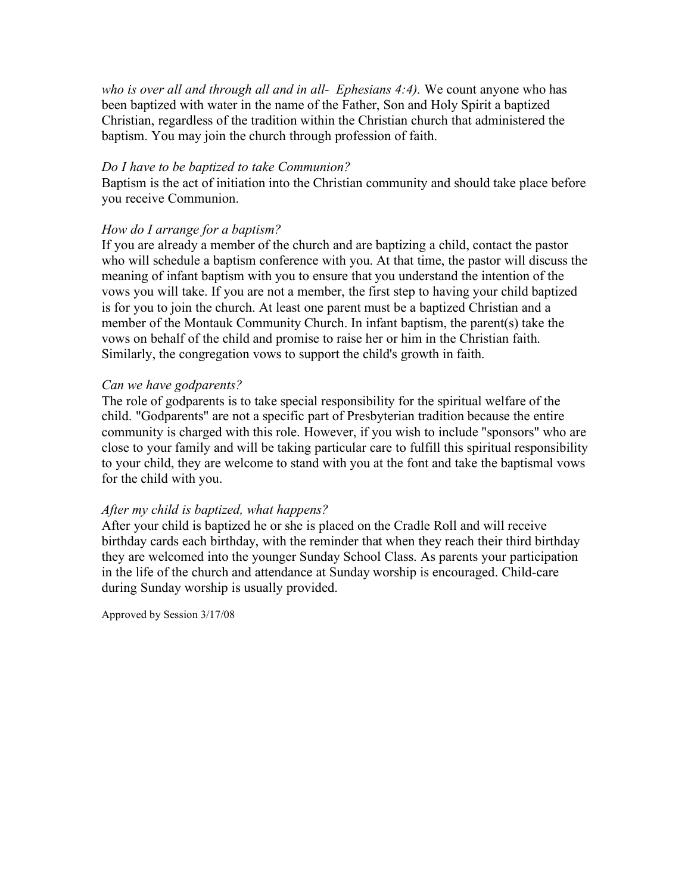*who is over all and through all and in all- Ephesians 4:4).* We count anyone who has been baptized with water in the name of the Father, Son and Holy Spirit a baptized Christian, regardless of the tradition within the Christian church that administered the baptism. You may join the church through profession of faith.

*Do I have to be baptized to take Communion?*

Baptism is the act of initiation into the Christian community and should take place before you receive Communion.

*How do I arrange for a baptism?*

If you are already a member of the church and are baptizing a child, contact the pastor who will schedule a baptism conference with you. At that time, the pastor will discuss the meaning of infant baptism with you to ensure that you understand the intention of the vows you will take. If you are not a member, the first step to having your child baptized is for you to join the church. At least one parent must be a baptized Christian and a member of the Montauk Community Church. In infant baptism, the parent(s) take the vows on behalf of the child and promise to raise her or him in the Christian faith. Similarly, the congregation vows to support the child's growth in faith.

*Can we have godparents?*

The role of godparents is to take special responsibility for the spiritual welfare of the child. "Godparents" are not a specific part of Presbyterian tradition because the entire community is charged with this role. However, if you wish to include "sponsors" who are close to your family and will be taking particular care to fulfill this spiritual responsibility to your child, they are welcome to stand with you at the font and take the baptismal vows for the child with you.

*After my child is baptized, what happens?*

After your child is baptized he or she is placed on the Cradle Roll and will receive birthday cards each birthday, with the reminder that when they reach their third birthday they are welcomed into the younger Sunday School Class. As parents your participation in the life of the church and attendance at Sunday worship is encouraged. Child-care during Sunday worship is usually provided.

Approved by Session 3/17/08